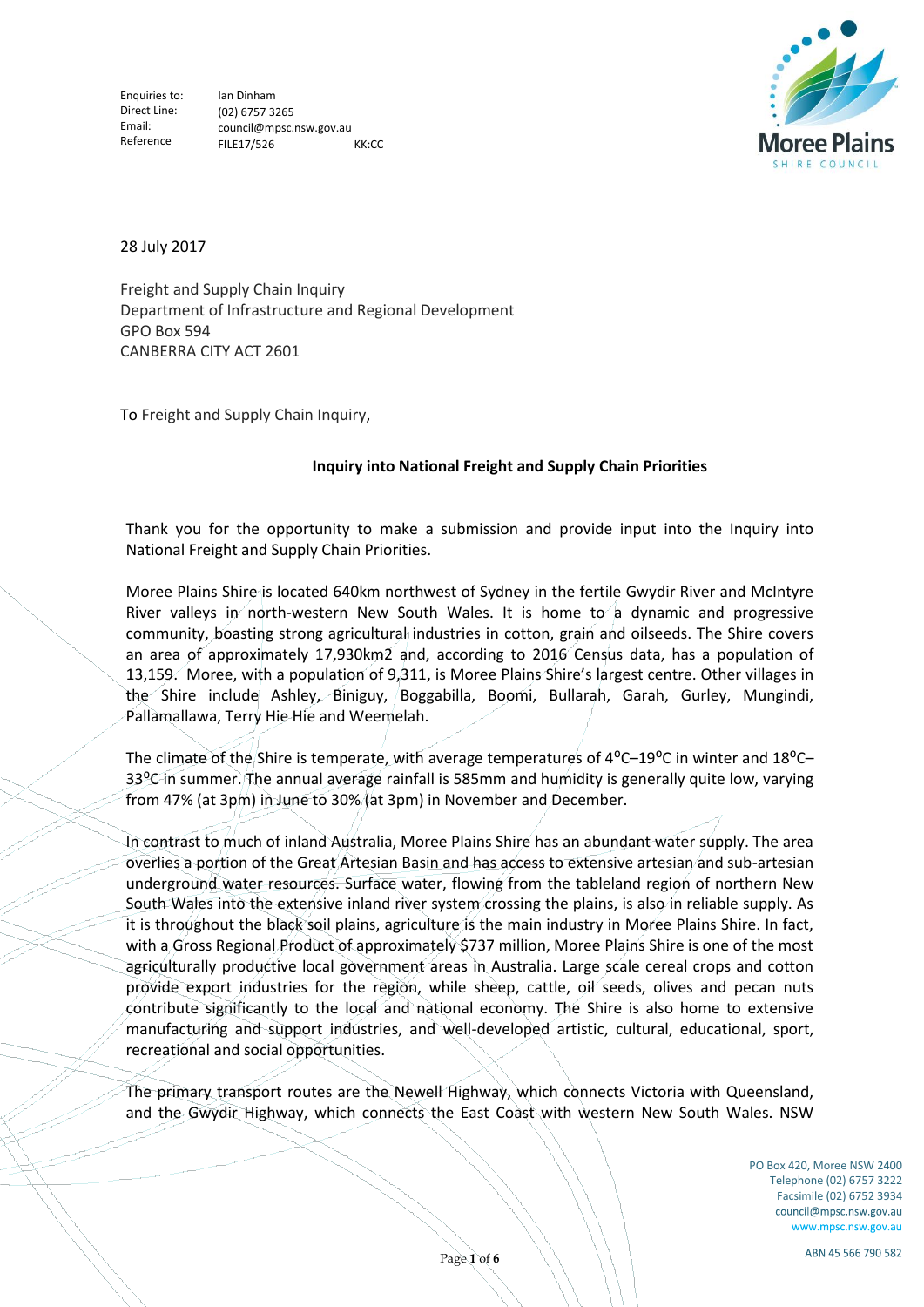| Enquiries to: | Ian Dinham |
| --- | --- |
| Direct Line: | (02) 6757 3265 |
| Email: | council@mpsc.nsw.gov.au |
| Reference | FILE17/526 KK:CC |

Moree Plains
SHIRE COUNCIL

28 July 2017

Freight and Supply Chain Inquiry
Department of Infrastructure and Regional Development
GPO Box 594
CANBERRA CITY ACT 2601

To Freight and Supply Chain Inquiry,

**Inquiry into National Freight and Supply Chain Priorities**

Thank you for the opportunity to make a submission and provide input into the Inquiry into National Freight and Supply Chain Priorities.

Moree Plains Shire is located 640km northwest of Sydney in the fertile Gwydir River and McIntyre River valleys in north-western New South Wales. It is home to a dynamic and progressive community, boasting strong agricultural industries in cotton, grain and oilseeds. The Shire covers an area of approximately 17,930km2 and, according to 2016 Census data, has a population of 13,159. Moree, with a population of 9,311, is Moree Plains Shire's largest centre. Other villages in the Shire include Ashley, Biniguy, Boggabilla, Boomi, Bullarah, Garah, Gurley, Mungindi, Pallamallawa, Terry Hie Hie and Weemelah.

The climate of the Shire is temperate, with average temperatures of 4°C–19°C in winter and 18°C–33°C in summer. The annual average rainfall is 585mm and humidity is generally quite low, varying from 47% (at 3pm) in June to 30% (at 3pm) in November and December.

In contrast to much of inland Australia, Moree Plains Shire has an abundant water supply. The area overlies a portion of the Great Artesian Basin and has access to extensive artesian and sub-artesian underground water resources. Surface water, flowing from the tableland region of northern New South Wales into the extensive inland river system crossing the plains, is also in reliable supply. As it is throughout the black soil plains, agriculture is the main industry in Moree Plains Shire. In fact, with a Gross Regional Product of approximately $737 million, Moree Plains Shire is one of the most agriculturally productive local government areas in Australia. Large scale cereal crops and cotton provide export industries for the region, while sheep, cattle, oil seeds, olives and pecan nuts contribute significantly to the local and national economy. The Shire is also home to extensive manufacturing and support industries, and well-developed artistic, cultural, educational, sport, recreational and social opportunities.

The primary transport routes are the Newell Highway, which connects Victoria with Queensland, and the Gwydir Highway, which connects the East Coast with western New South Wales. NSW

PO Box 420, Moree NSW 2400
Telephone (02) 6757 3222
Facsimile (02) 6752 3934
council@mpsc.nsw.gov.au
www.mpsc.nsw.gov.au

ABN 45 566 790 582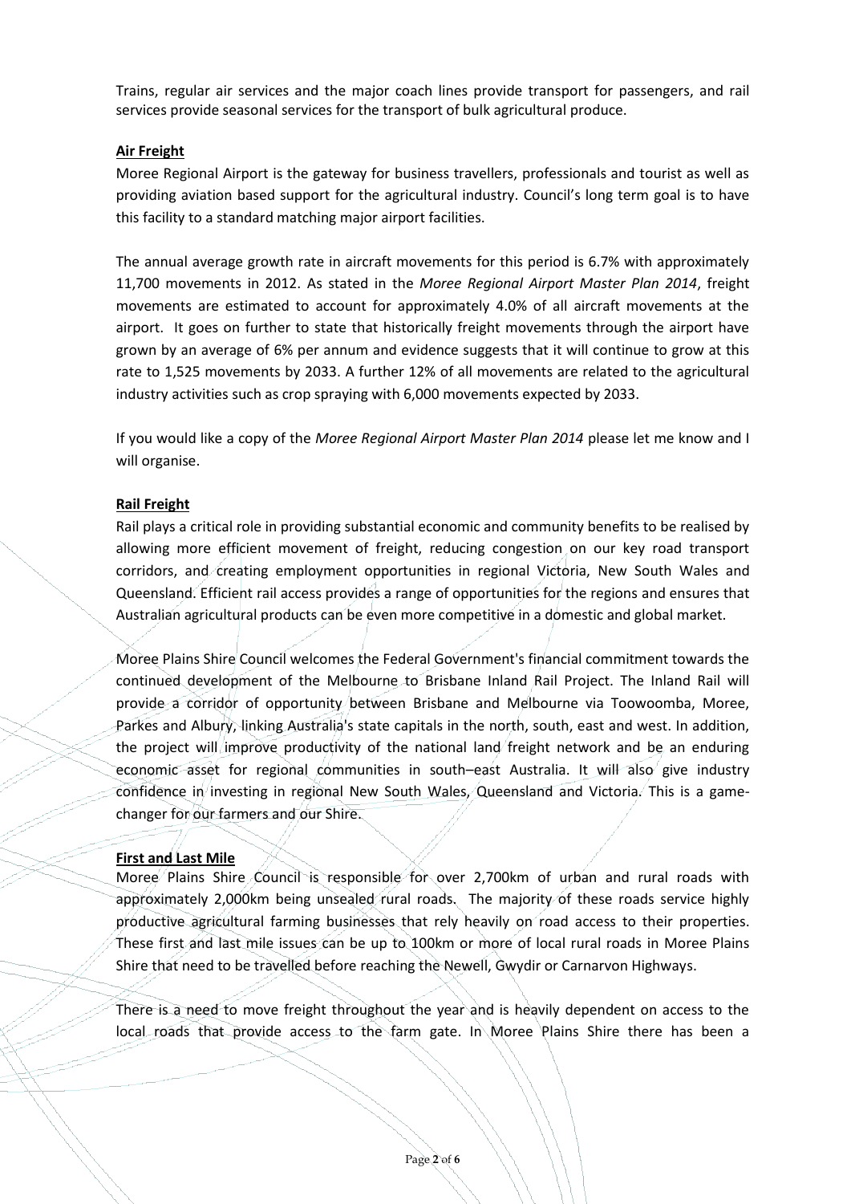Trains, regular air services and the major coach lines provide transport for passengers, and rail services provide seasonal services for the transport of bulk agricultural produce.

**Air Freight**

Moree Regional Airport is the gateway for business travellers, professionals and tourist as well as providing aviation based support for the agricultural industry. Council's long term goal is to have this facility to a standard matching major airport facilities.

The annual average growth rate in aircraft movements for this period is 6.7% with approximately 11,700 movements in 2012. As stated in the *Moree Regional Airport Master Plan 2014*, freight movements are estimated to account for approximately 4.0% of all aircraft movements at the airport. It goes on further to state that historically freight movements through the airport have grown by an average of 6% per annum and evidence suggests that it will continue to grow at this rate to 1,525 movements by 2033. A further 12% of all movements are related to the agricultural industry activities such as crop spraying with 6,000 movements expected by 2033.

If you would like a copy of the *Moree Regional Airport Master Plan 2014* please let me know and I will organise.

**Rail Freight**

Rail plays a critical role in providing substantial economic and community benefits to be realised by allowing more efficient movement of freight, reducing congestion on our key road transport corridors, and creating employment opportunities in regional Victoria, New South Wales and Queensland. Efficient rail access provides a range of opportunities for the regions and ensures that Australian agricultural products can be even more competitive in a domestic and global market.

Moree Plains Shire Council welcomes the Federal Government's financial commitment towards the continued development of the Melbourne to Brisbane Inland Rail Project. The Inland Rail will provide a corridor of opportunity between Brisbane and Melbourne via Toowoomba, Moree, Parkes and Albury, linking Australia's state capitals in the north, south, east and west. In addition, the project will improve productivity of the national land freight network and be an enduring economic asset for regional communities in south–east Australia. It will also give industry confidence in investing in regional New South Wales, Queensland and Victoria. This is a game-changer for our farmers and our Shire.

**First and Last Mile**

Moree Plains Shire Council is responsible for over 2,700km of urban and rural roads with approximately 2,000km being unsealed rural roads. The majority of these roads service highly productive agricultural farming businesses that rely heavily on road access to their properties. These first and last mile issues can be up to 100km or more of local rural roads in Moree Plains Shire that need to be travelled before reaching the Newell, Gwydir or Carnarvon Highways.

There is a need to move freight throughout the year and is heavily dependent on access to the local roads that provide access to the farm gate. In Moree Plains Shire there has been a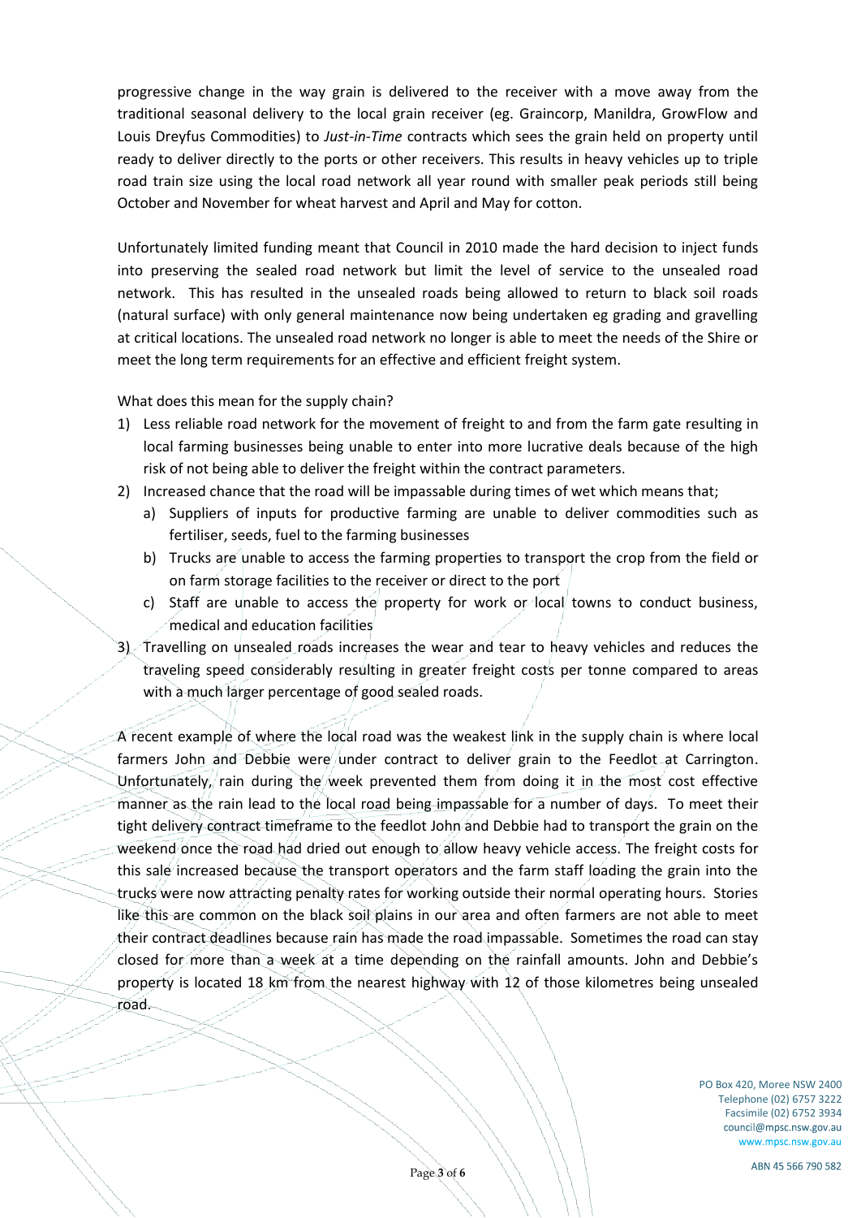progressive change in the way grain is delivered to the receiver with a move away from the traditional seasonal delivery to the local grain receiver (eg. Graincorp, Manildra, GrowFlow and Louis Dreyfus Commodities) to *Just-in-Time* contracts which sees the grain held on property until ready to deliver directly to the ports or other receivers. This results in heavy vehicles up to triple road train size using the local road network all year round with smaller peak periods still being October and November for wheat harvest and April and May for cotton.

Unfortunately limited funding meant that Council in 2010 made the hard decision to inject funds into preserving the sealed road network but limit the level of service to the unsealed road network. This has resulted in the unsealed roads being allowed to return to black soil roads (natural surface) with only general maintenance now being undertaken eg grading and gravelling at critical locations. The unsealed road network no longer is able to meet the needs of the Shire or meet the long term requirements for an effective and efficient freight system.

What does this mean for the supply chain?

1) Less reliable road network for the movement of freight to and from the farm gate resulting in local farming businesses being unable to enter into more lucrative deals because of the high risk of not being able to deliver the freight within the contract parameters.
2) Increased chance that the road will be impassable during times of wet which means that;
   a) Suppliers of inputs for productive farming are unable to deliver commodities such as fertiliser, seeds, fuel to the farming businesses
   b) Trucks are unable to access the farming properties to transport the crop from the field or on farm storage facilities to the receiver or direct to the port
   c) Staff are unable to access the property for work or local towns to conduct business, medical and education facilities
3) Travelling on unsealed roads increases the wear and tear to heavy vehicles and reduces the traveling speed considerably resulting in greater freight costs per tonne compared to areas with a much larger percentage of good sealed roads.

A recent example of where the local road was the weakest link in the supply chain is where local farmers John and Debbie were under contract to deliver grain to the Feedlot at Carrington. Unfortunately, rain during the week prevented them from doing it in the most cost effective manner as the rain lead to the local road being impassable for a number of days. To meet their tight delivery contract timeframe to the feedlot John and Debbie had to transport the grain on the weekend once the road had dried out enough to allow heavy vehicle access. The freight costs for this sale increased because the transport operators and the farm staff loading the grain into the trucks were now attracting penalty rates for working outside their normal operating hours. Stories like this are common on the black soil plains in our area and often farmers are not able to meet their contract deadlines because rain has made the road impassable. Sometimes the road can stay closed for more than a week at a time depending on the rainfall amounts. John and Debbie's property is located 18 km from the nearest highway with 12 of those kilometres being unsealed road.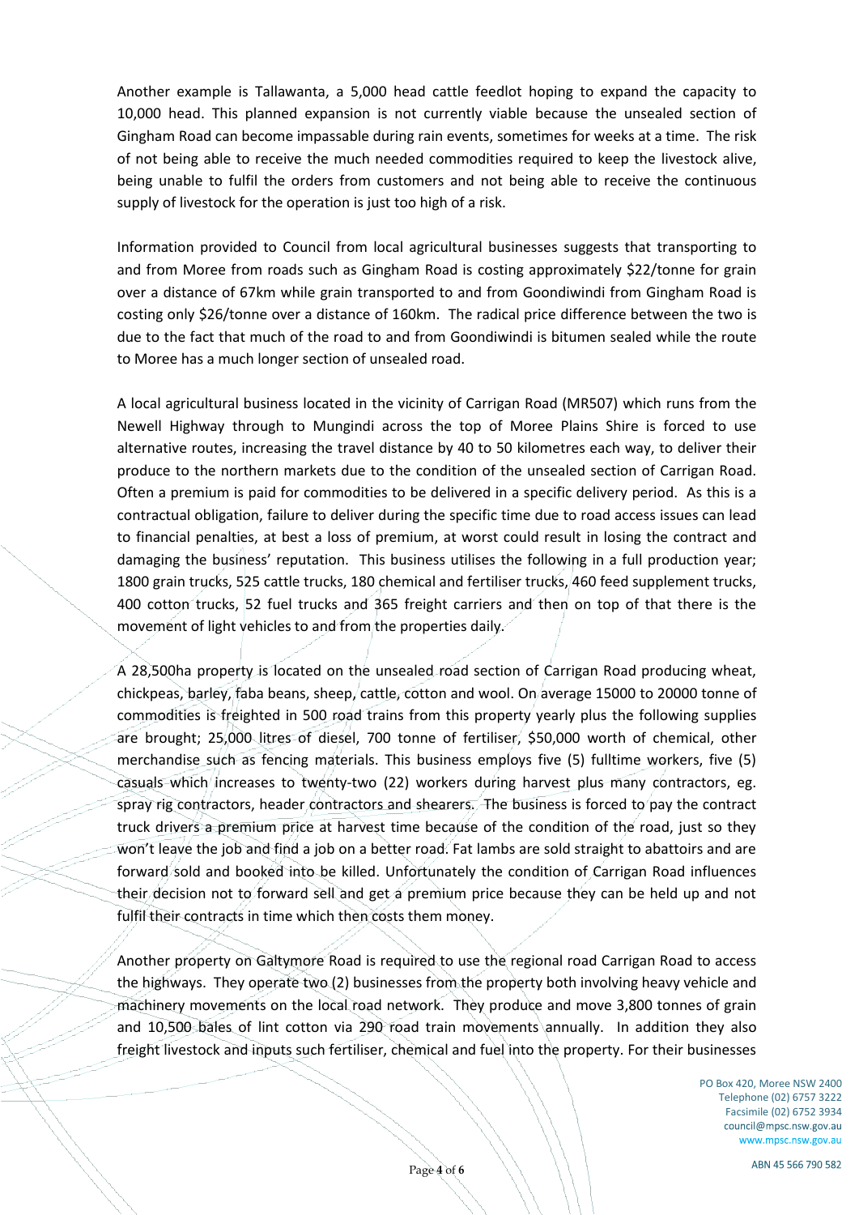Another example is Tallawanta, a 5,000 head cattle feedlot hoping to expand the capacity to 10,000 head. This planned expansion is not currently viable because the unsealed section of Gingham Road can become impassable during rain events, sometimes for weeks at a time. The risk of not being able to receive the much needed commodities required to keep the livestock alive, being unable to fulfil the orders from customers and not being able to receive the continuous supply of livestock for the operation is just too high of a risk.

Information provided to Council from local agricultural businesses suggests that transporting to and from Moree from roads such as Gingham Road is costing approximately $22/tonne for grain over a distance of 67km while grain transported to and from Goondiwindi from Gingham Road is costing only $26/tonne over a distance of 160km. The radical price difference between the two is due to the fact that much of the road to and from Goondiwindi is bitumen sealed while the route to Moree has a much longer section of unsealed road.

A local agricultural business located in the vicinity of Carrigan Road (MR507) which runs from the Newell Highway through to Mungindi across the top of Moree Plains Shire is forced to use alternative routes, increasing the travel distance by 40 to 50 kilometres each way, to deliver their produce to the northern markets due to the condition of the unsealed section of Carrigan Road. Often a premium is paid for commodities to be delivered in a specific delivery period. As this is a contractual obligation, failure to deliver during the specific time due to road access issues can lead to financial penalties, at best a loss of premium, at worst could result in losing the contract and damaging the business' reputation. This business utilises the following in a full production year; 1800 grain trucks, 525 cattle trucks, 180 chemical and fertiliser trucks, 460 feed supplement trucks, 400 cotton trucks, 52 fuel trucks and 365 freight carriers and then on top of that there is the movement of light vehicles to and from the properties daily.

A 28,500ha property is located on the unsealed road section of Carrigan Road producing wheat, chickpeas, barley, faba beans, sheep, cattle, cotton and wool. On average 15000 to 20000 tonne of commodities is freighted in 500 road trains from this property yearly plus the following supplies are brought; 25,000 litres of diesel, 700 tonne of fertiliser, $50,000 worth of chemical, other merchandise such as fencing materials. This business employs five (5) fulltime workers, five (5) casuals which increases to twenty-two (22) workers during harvest plus many contractors, eg. spray rig contractors, header contractors and shearers. The business is forced to pay the contract truck drivers a premium price at harvest time because of the condition of the road, just so they won't leave the job and find a job on a better road. Fat lambs are sold straight to abattoirs and are forward sold and booked into be killed. Unfortunately the condition of Carrigan Road influences their decision not to forward sell and get a premium price because they can be held up and not fulfil their contracts in time which then costs them money.

Another property on Galtymore Road is required to use the regional road Carrigan Road to access the highways. They operate two (2) businesses from the property both involving heavy vehicle and machinery movements on the local road network. They produce and move 3,800 tonnes of grain and 10,500 bales of lint cotton via 290 road train movements annually. In addition they also freight livestock and inputs such fertiliser, chemical and fuel into the property. For their businesses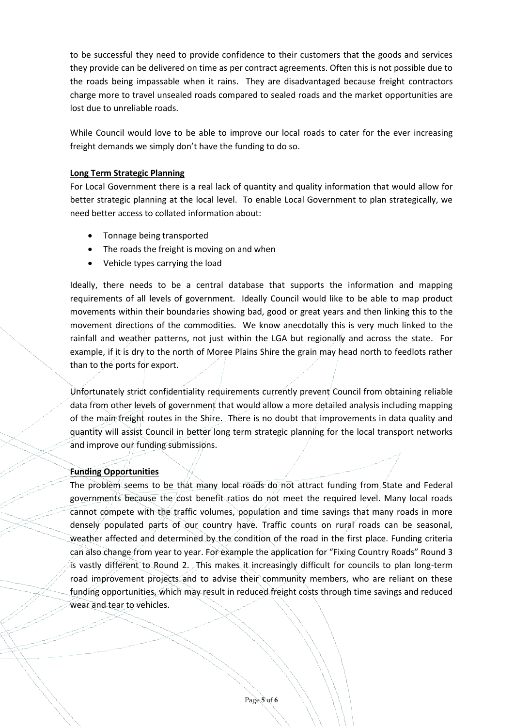to be successful they need to provide confidence to their customers that the goods and services they provide can be delivered on time as per contract agreements. Often this is not possible due to the roads being impassable when it rains. They are disadvantaged because freight contractors charge more to travel unsealed roads compared to sealed roads and the market opportunities are lost due to unreliable roads.

While Council would love to be able to improve our local roads to cater for the ever increasing freight demands we simply don't have the funding to do so.

**Long Term Strategic Planning**

For Local Government there is a real lack of quantity and quality information that would allow for better strategic planning at the local level. To enable Local Government to plan strategically, we need better access to collated information about:

- Tonnage being transported
- The roads the freight is moving on and when
- Vehicle types carrying the load

Ideally, there needs to be a central database that supports the information and mapping requirements of all levels of government. Ideally Council would like to be able to map product movements within their boundaries showing bad, good or great years and then linking this to the movement directions of the commodities. We know anecdotally this is very much linked to the rainfall and weather patterns, not just within the LGA but regionally and across the state. For example, if it is dry to the north of Moree Plains Shire the grain may head north to feedlots rather than to the ports for export.

Unfortunately strict confidentiality requirements currently prevent Council from obtaining reliable data from other levels of government that would allow a more detailed analysis including mapping of the main freight routes in the Shire. There is no doubt that improvements in data quality and quantity will assist Council in better long term strategic planning for the local transport networks and improve our funding submissions.

**Funding Opportunities**

The problem seems to be that many local roads do not attract funding from State and Federal governments because the cost benefit ratios do not meet the required level. Many local roads cannot compete with the traffic volumes, population and time savings that many roads in more densely populated parts of our country have. Traffic counts on rural roads can be seasonal, weather affected and determined by the condition of the road in the first place. Funding criteria can also change from year to year. For example the application for "Fixing Country Roads" Round 3 is vastly different to Round 2. This makes it increasingly difficult for councils to plan long-term road improvement projects and to advise their community members, who are reliant on these funding opportunities, which may result in reduced freight costs through time savings and reduced wear and tear to vehicles.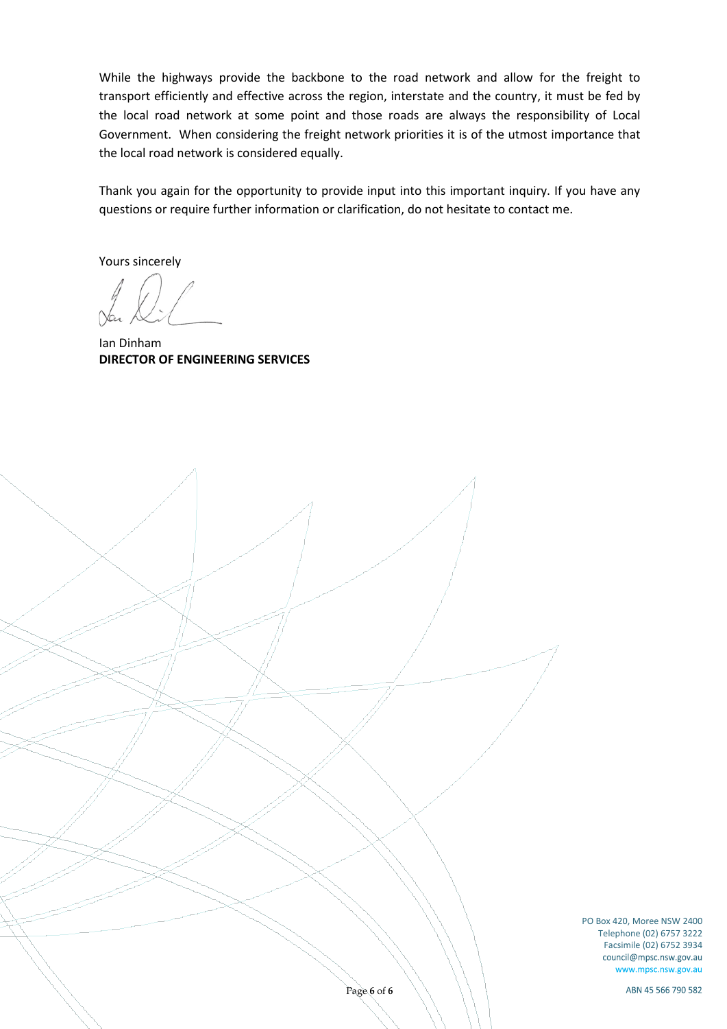While the highways provide the backbone to the road network and allow for the freight to transport efficiently and effective across the region, interstate and the country, it must be fed by the local road network at some point and those roads are always the responsibility of Local Government. When considering the freight network priorities it is of the utmost importance that the local road network is considered equally.

Thank you again for the opportunity to provide input into this important inquiry. If you have any questions or require further information or clarification, do not hesitate to contact me.

Yours sincerely

Ian Dinham
**DIRECTOR OF ENGINEERING SERVICES**

PO Box 420, Moree NSW 2400
Telephone (02) 6757 3222
Facsimile (02) 6752 3934
council@mpsc.nsw.gov.au
www.mpsc.nsw.gov.au

ABN 45 566 790 582